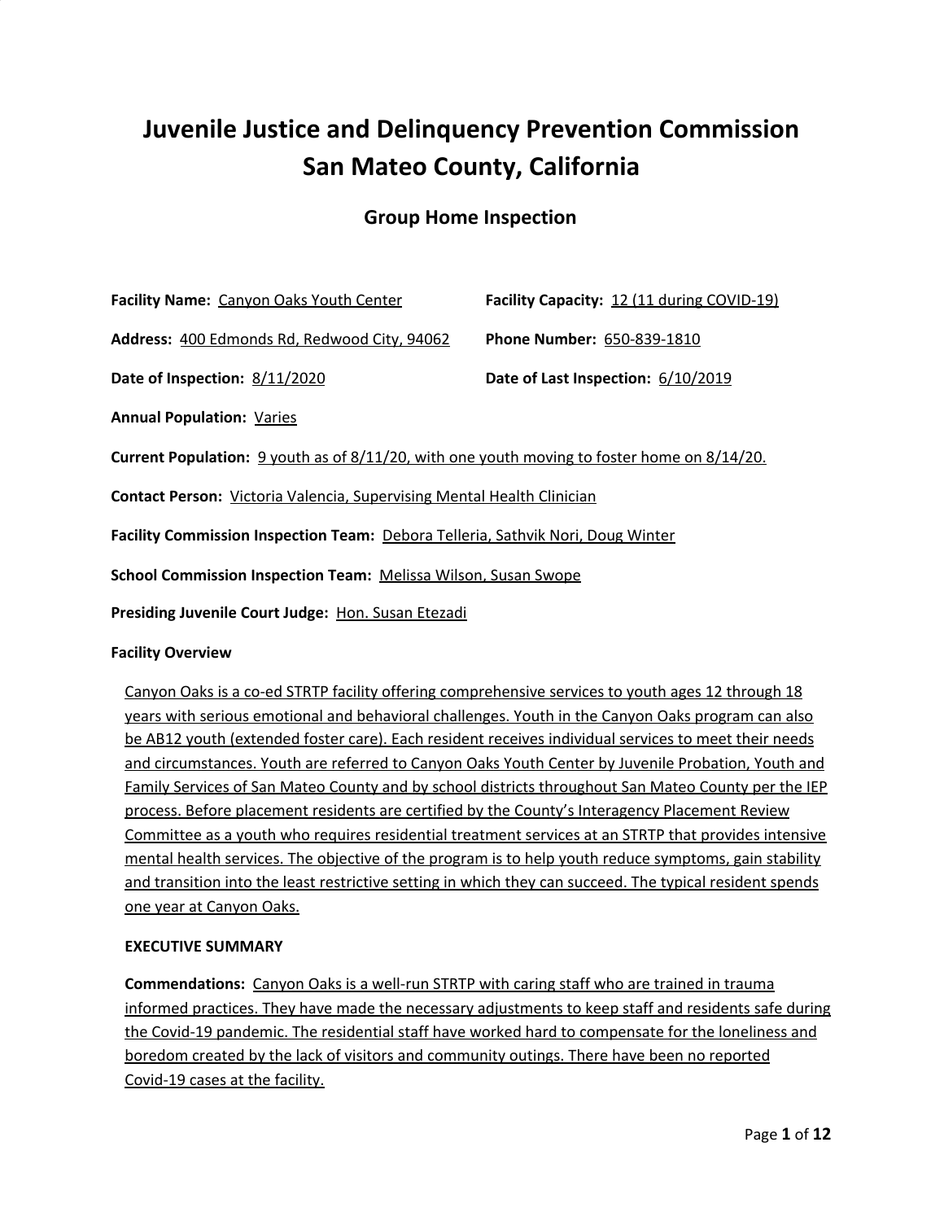# Juvenile Justice and Delinquency Prevention Commission San Mateo County, California

## Group Home Inspection

**Facility Name:** Canyon Oaks Youth Center

**Facility Capacity:** 12 (11 during COVID-19)

**Address:** 400 Edmonds Rd, Redwood City, 94062

**Phone Number:** 650-839-1810

**Date of Inspection:** 8/11/2020

**Date of Last Inspection:** 6/10/2019

**Annual Population:** Varies

**Current Population:** 9 youth as of 8/11/20, with one youth moving to foster home on 8/14/20.

**Contact Person:** Victoria Valencia, Supervising Mental Health Clinician

**Facility Commission Inspection Team:** Debora Telleria, Sathvik Nori, Doug Winter

**School Commission Inspection Team:** Melissa Wilson, Susan Swope

**Presiding Juvenile Court Judge:** Hon. Susan Etezadi

**Facility Overview**

Canyon Oaks is a co-ed STRTP facility offering comprehensive services to youth ages 12 through 18 years with serious emotional and behavioral challenges. Youth in the Canyon Oaks program can also be AB12 youth (extended foster care). Each resident receives individual services to meet their needs and circumstances. Youth are referred to Canyon Oaks Youth Center by Juvenile Probation, Youth and Family Services of San Mateo County and by school districts throughout San Mateo County per the IEP process. Before placement residents are certified by the County's Interagency Placement Review Committee as a youth who requires residential treatment services at an STRTP that provides intensive mental health services. The objective of the program is to help youth reduce symptoms, gain stability and transition into the least restrictive setting in which they can succeed. The typical resident spends one year at Canyon Oaks.

**EXECUTIVE SUMMARY**

**Commendations:** Canyon Oaks is a well-run STRTP with caring staff who are trained in trauma informed practices. They have made the necessary adjustments to keep staff and residents safe during the Covid-19 pandemic. The residential staff have worked hard to compensate for the loneliness and boredom created by the lack of visitors and community outings. There have been no reported Covid-19 cases at the facility.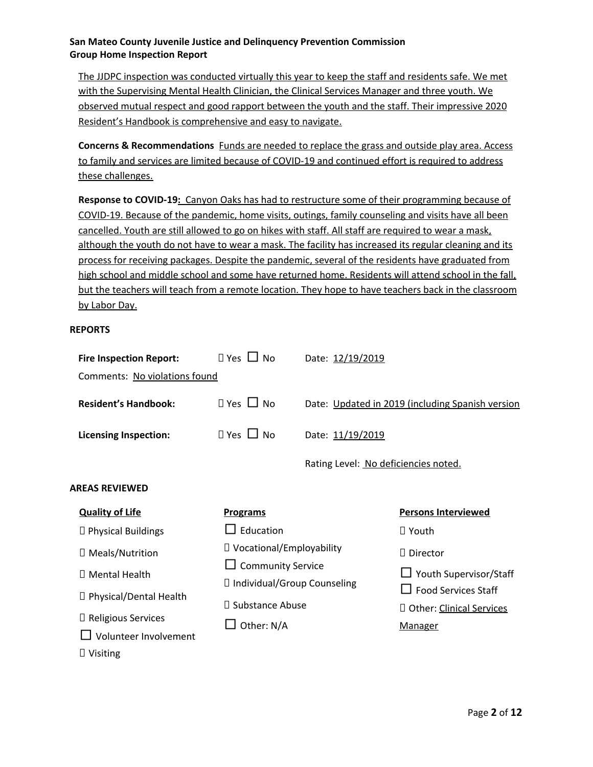**San Mateo County Juvenile Justice and Delinquency Prevention Commission**
**Group Home Inspection Report**

The JJDPC inspection was conducted virtually this year to keep the staff and residents safe. We met with the Supervising Mental Health Clinician, the Clinical Services Manager and three youth. We observed mutual respect and good rapport between the youth and the staff. Their impressive 2020 Resident's Handbook is comprehensive and easy to navigate.

**Concerns & Recommendations** Funds are needed to replace the grass and outside play area. Access to family and services are limited because of COVID-19 and continued effort is required to address these challenges.

**Response to COVID-19:** Canyon Oaks has had to restructure some of their programming because of COVID-19. Because of the pandemic, home visits, outings, family counseling and visits have all been cancelled. Youth are still allowed to go on hikes with staff. All staff are required to wear a mask, although the youth do not have to wear a mask. The facility has increased its regular cleaning and its process for receiving packages. Despite the pandemic, several of the residents have graduated from high school and middle school and some have returned home. Residents will attend school in the fall, but the teachers will teach from a remote location. They hope to have teachers back in the classroom by Labor Day.

**REPORTS**

**Fire Inspection Report:** ☐ Yes ☐ No Date: 12/19/2019
Comments: No violations found

**Resident's Handbook:** ☐ Yes ☐ No Date: Updated in 2019 (including Spanish version

**Licensing Inspection:** ☐ Yes ☐ No Date: 11/19/2019

Rating Level: No deficiencies noted.

**AREAS REVIEWED**

| Quality of Life | Programs | Persons Interviewed |
|---|---|---|
| ☐ Physical Buildings | ☐ Education | ☐ Youth |
| ☐ Meals/Nutrition | ☐ Vocational/Employability | ☐ Director |
| ☐ Mental Health | ☐ Community Service | ☐ Youth Supervisor/Staff |
| ☐ Physical/Dental Health | ☐ Individual/Group Counseling | ☐ Food Services Staff |
| ☐ Religious Services | ☐ Substance Abuse | ☐ Other: Clinical Services Manager |
| ☐ Volunteer Involvement | ☐ Other: N/A | |
| ☐ Visiting | | |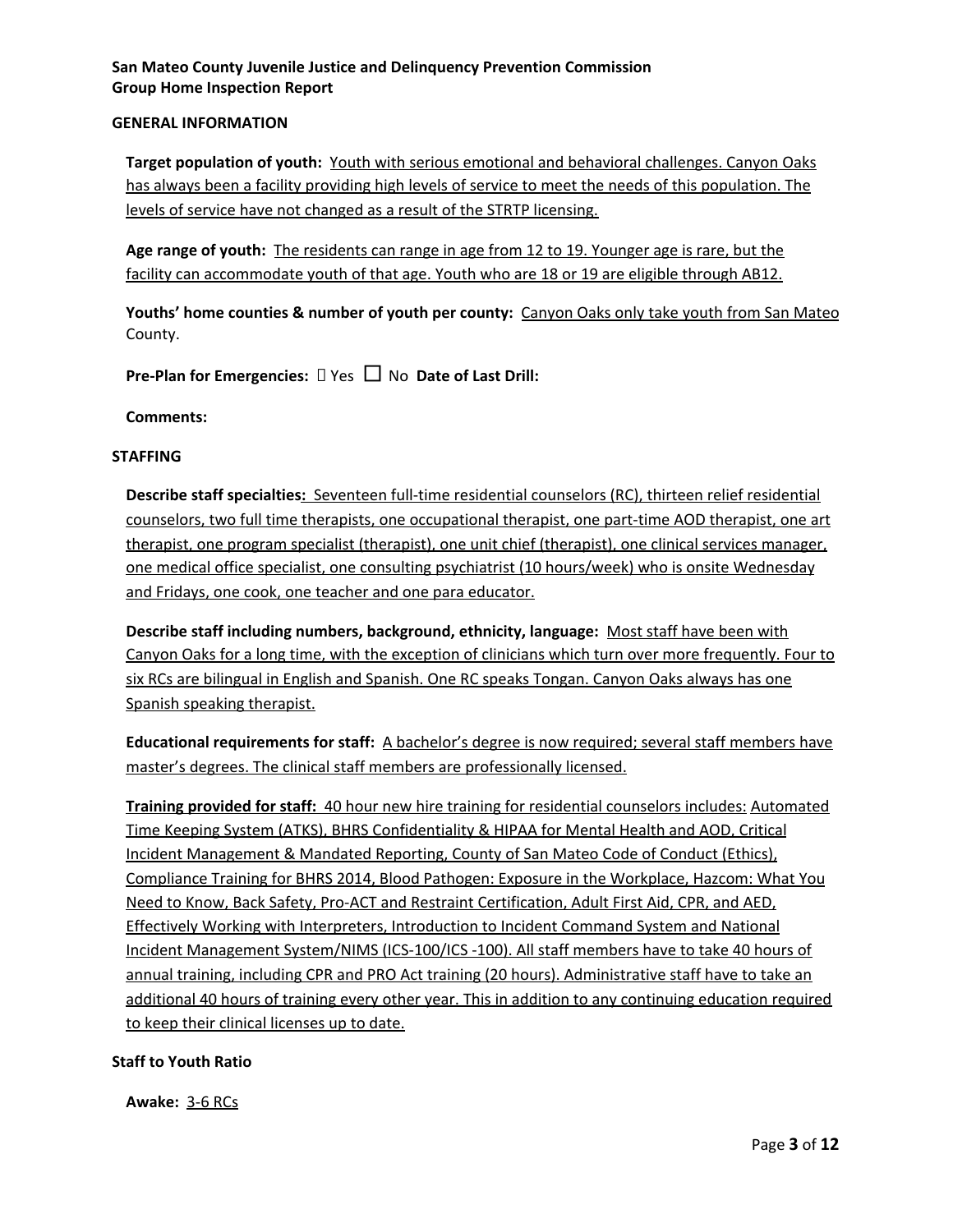**San Mateo County Juvenile Justice and Delinquency Prevention Commission**
**Group Home Inspection Report**

## GENERAL INFORMATION

**Target population of youth:** Youth with serious emotional and behavioral challenges. Canyon Oaks has always been a facility providing high levels of service to meet the needs of this population. The levels of service have not changed as a result of the STRTP licensing.

**Age range of youth:** The residents can range in age from 12 to 19. Younger age is rare, but the facility can accommodate youth of that age. Youth who are 18 or 19 are eligible through AB12.

**Youths' home counties & number of youth per county:** Canyon Oaks only take youth from San Mateo County.

**Pre-Plan for Emergencies:** ☐ Yes ☐ No **Date of Last Drill:**

**Comments:**

## STAFFING

**Describe staff specialties:** Seventeen full-time residential counselors (RC), thirteen relief residential counselors, two full time therapists, one occupational therapist, one part-time AOD therapist, one art therapist, one program specialist (therapist), one unit chief (therapist), one clinical services manager, one medical office specialist, one consulting psychiatrist (10 hours/week) who is onsite Wednesday and Fridays, one cook, one teacher and one para educator.

**Describe staff including numbers, background, ethnicity, language:** Most staff have been with Canyon Oaks for a long time, with the exception of clinicians which turn over more frequently. Four to six RCs are bilingual in English and Spanish. One RC speaks Tongan. Canyon Oaks always has one Spanish speaking therapist.

**Educational requirements for staff:** A bachelor's degree is now required; several staff members have master's degrees. The clinical staff members are professionally licensed.

**Training provided for staff:** 40 hour new hire training for residential counselors includes: Automated Time Keeping System (ATKS), BHRS Confidentiality & HIPAA for Mental Health and AOD, Critical Incident Management & Mandated Reporting, County of San Mateo Code of Conduct (Ethics), Compliance Training for BHRS 2014, Blood Pathogen: Exposure in the Workplace, Hazcom: What You Need to Know, Back Safety, Pro-ACT and Restraint Certification, Adult First Aid, CPR, and AED, Effectively Working with Interpreters, Introduction to Incident Command System and National Incident Management System/NIMS (ICS-100/ICS -100). All staff members have to take 40 hours of annual training, including CPR and PRO Act training (20 hours). Administrative staff have to take an additional 40 hours of training every other year. This in addition to any continuing education required to keep their clinical licenses up to date.

**Staff to Youth Ratio**

**Awake:** 3-6 RCs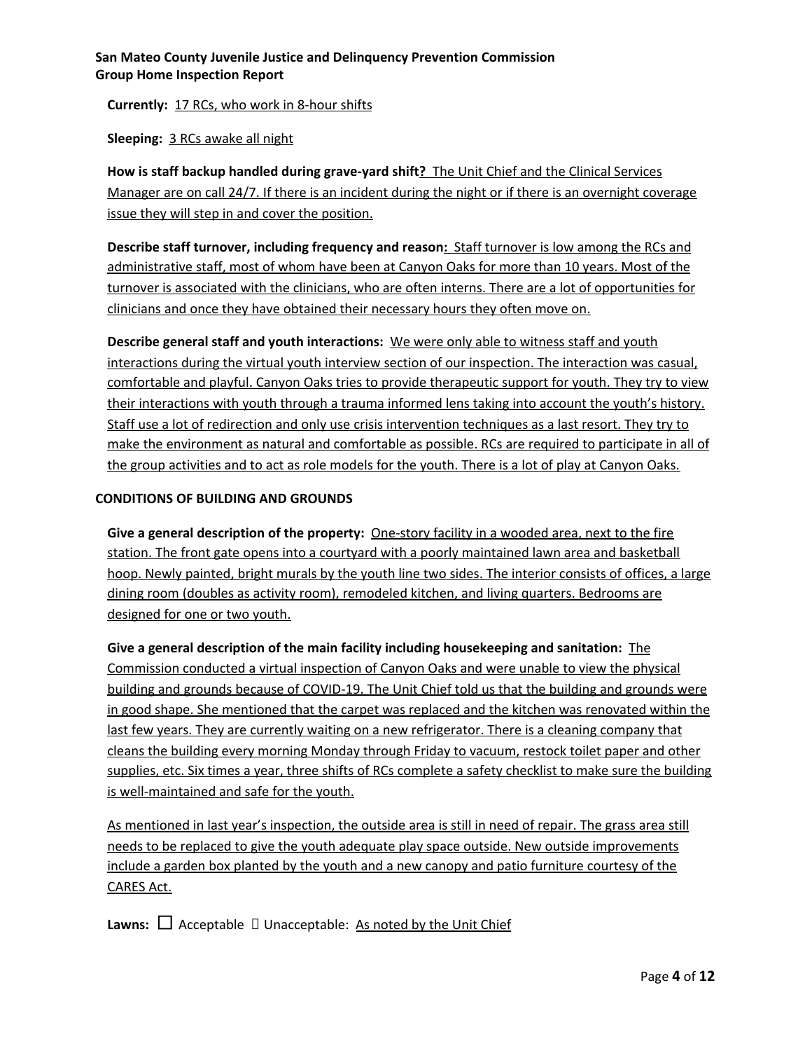**Currently:** 17 RCs, who work in 8-hour shifts

**Sleeping:** 3 RCs awake all night

**How is staff backup handled during grave-yard shift?** The Unit Chief and the Clinical Services Manager are on call 24/7. If there is an incident during the night or if there is an overnight coverage issue they will step in and cover the position.

**Describe staff turnover, including frequency and reason:** Staff turnover is low among the RCs and administrative staff, most of whom have been at Canyon Oaks for more than 10 years. Most of the turnover is associated with the clinicians, who are often interns. There are a lot of opportunities for clinicians and once they have obtained their necessary hours they often move on.

**Describe general staff and youth interactions:** We were only able to witness staff and youth interactions during the virtual youth interview section of our inspection. The interaction was casual, comfortable and playful. Canyon Oaks tries to provide therapeutic support for youth. They try to view their interactions with youth through a trauma informed lens taking into account the youth's history. Staff use a lot of redirection and only use crisis intervention techniques as a last resort. They try to make the environment as natural and comfortable as possible. RCs are required to participate in all of the group activities and to act as role models for the youth. There is a lot of play at Canyon Oaks.

## CONDITIONS OF BUILDING AND GROUNDS

**Give a general description of the property:** One-story facility in a wooded area, next to the fire station. The front gate opens into a courtyard with a poorly maintained lawn area and basketball hoop. Newly painted, bright murals by the youth line two sides. The interior consists of offices, a large dining room (doubles as activity room), remodeled kitchen, and living quarters. Bedrooms are designed for one or two youth.

**Give a general description of the main facility including housekeeping and sanitation:** The Commission conducted a virtual inspection of Canyon Oaks and were unable to view the physical building and grounds because of COVID-19. The Unit Chief told us that the building and grounds were in good shape. She mentioned that the carpet was replaced and the kitchen was renovated within the last few years. They are currently waiting on a new refrigerator. There is a cleaning company that cleans the building every morning Monday through Friday to vacuum, restock toilet paper and other supplies, etc. Six times a year, three shifts of RCs complete a safety checklist to make sure the building is well-maintained and safe for the youth.

As mentioned in last year's inspection, the outside area is still in need of repair. The grass area still needs to be replaced to give the youth adequate play space outside. New outside improvements include a garden box planted by the youth and a new canopy and patio furniture courtesy of the CARES Act.

**Lawns:** ☐ Acceptable ☐ Unacceptable: As noted by the Unit Chief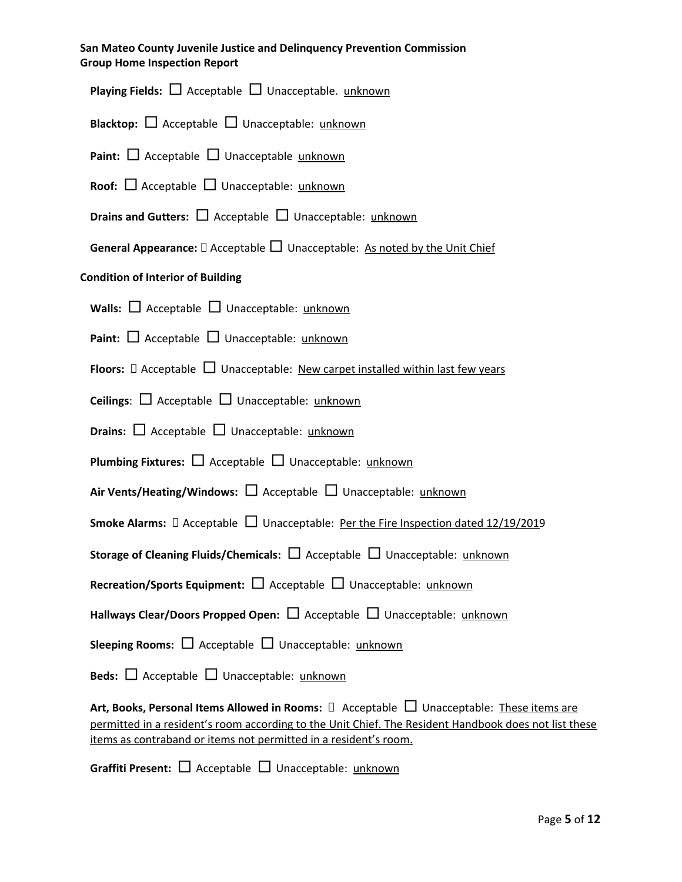**San Mateo County Juvenile Justice and Delinquency Prevention Commission**
**Group Home Inspection Report**

**Playing Fields:** ☐ Acceptable ☐ Unacceptable. unknown

**Blacktop:** ☐ Acceptable ☐ Unacceptable: unknown

**Paint:** ☐ Acceptable ☐ Unacceptable unknown

**Roof:** ☐ Acceptable ☐ Unacceptable: unknown

**Drains and Gutters:** ☐ Acceptable ☐ Unacceptable: unknown

**General Appearance:**  Acceptable ☐ Unacceptable: As noted by the Unit Chief

**Condition of Interior of Building**

**Walls:** ☐ Acceptable ☐ Unacceptable: unknown

**Paint:** ☐ Acceptable ☐ Unacceptable: unknown

**Floors:**  Acceptable ☐ Unacceptable: New carpet installed within last few years

**Ceilings**: ☐ Acceptable ☐ Unacceptable: unknown

**Drains:** ☐ Acceptable ☐ Unacceptable: unknown

**Plumbing Fixtures:** ☐ Acceptable ☐ Unacceptable: unknown

**Air Vents/Heating/Windows:** ☐ Acceptable ☐ Unacceptable: unknown

**Smoke Alarms:**  Acceptable ☐ Unacceptable: Per the Fire Inspection dated 12/19/2019

**Storage of Cleaning Fluids/Chemicals:** ☐ Acceptable ☐ Unacceptable: unknown

**Recreation/Sports Equipment:** ☐ Acceptable ☐ Unacceptable: unknown

**Hallways Clear/Doors Propped Open:** ☐ Acceptable ☐ Unacceptable: unknown

**Sleeping Rooms:** ☐ Acceptable ☐ Unacceptable: unknown

**Beds:** ☐ Acceptable ☐ Unacceptable: unknown

**Art, Books, Personal Items Allowed in Rooms:**  Acceptable ☐ Unacceptable: These items are permitted in a resident's room according to the Unit Chief. The Resident Handbook does not list these items as contraband or items not permitted in a resident's room.

**Graffiti Present:** ☐ Acceptable ☐ Unacceptable: unknown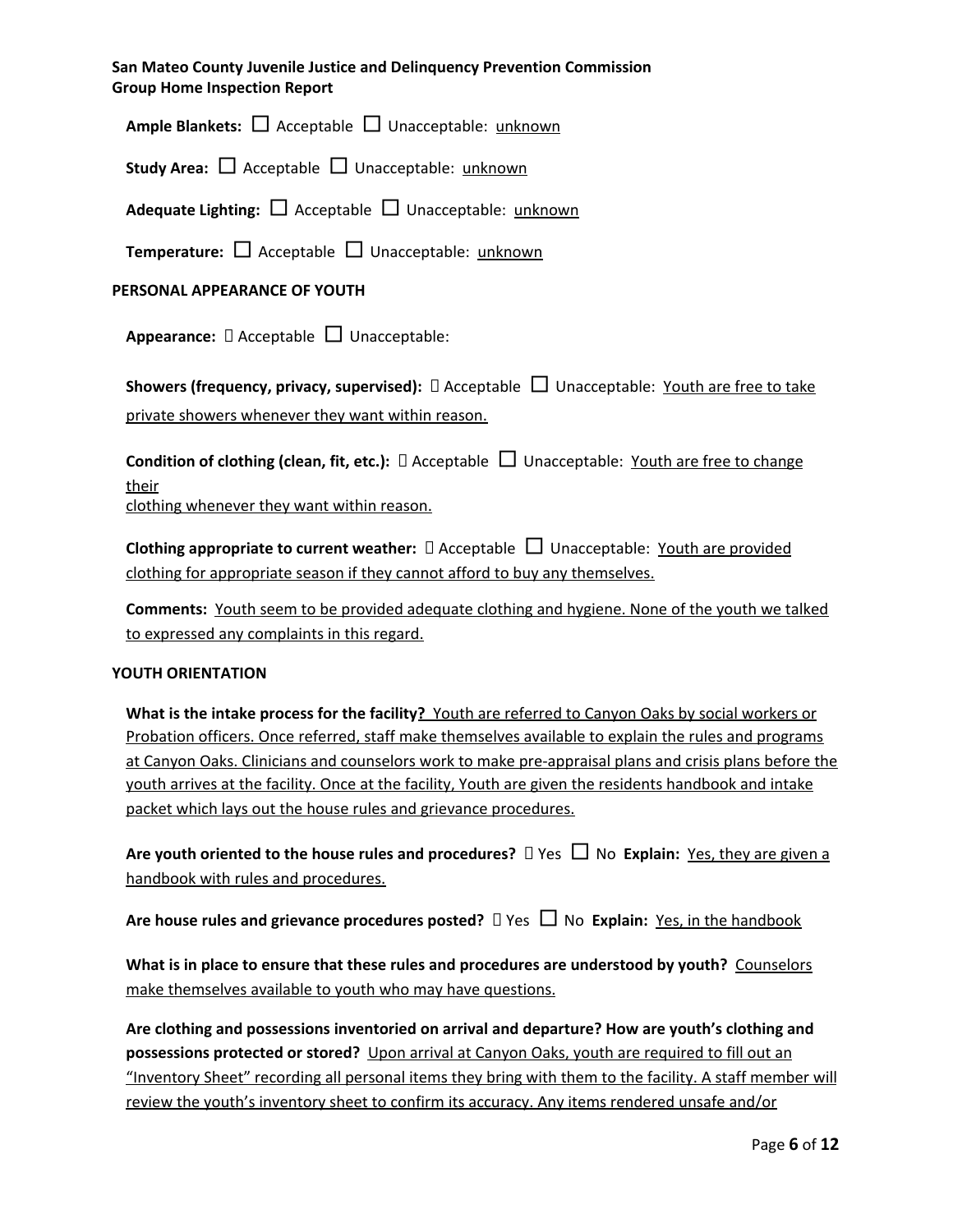**San Mateo County Juvenile Justice and Delinquency Prevention Commission**
**Group Home Inspection Report**

**Ample Blankets:** ☐ Acceptable ☐ Unacceptable: unknown

**Study Area:** ☐ Acceptable ☐ Unacceptable: unknown

**Adequate Lighting:** ☐ Acceptable ☐ Unacceptable: unknown

**Temperature:** ☐ Acceptable ☐ Unacceptable: unknown

## PERSONAL APPEARANCE OF YOUTH

**Appearance:**  Acceptable ☐ Unacceptable:

**Showers (frequency, privacy, supervised):**  Acceptable ☐ Unacceptable: Youth are free to take private showers whenever they want within reason.

**Condition of clothing (clean, fit, etc.):**  Acceptable ☐ Unacceptable: Youth are free to change their
clothing whenever they want within reason.

**Clothing appropriate to current weather:**  Acceptable ☐ Unacceptable: Youth are provided clothing for appropriate season if they cannot afford to buy any themselves.

**Comments:** Youth seem to be provided adequate clothing and hygiene. None of the youth we talked to expressed any complaints in this regard.

## YOUTH ORIENTATION

**What is the intake process for the facility?** Youth are referred to Canyon Oaks by social workers or Probation officers. Once referred, staff make themselves available to explain the rules and programs at Canyon Oaks. Clinicians and counselors work to make pre-appraisal plans and crisis plans before the youth arrives at the facility. Once at the facility, Youth are given the residents handbook and intake packet which lays out the house rules and grievance procedures.

**Are youth oriented to the house rules and procedures?**  Yes ☐ No **Explain:** Yes, they are given a handbook with rules and procedures.

**Are house rules and grievance procedures posted?**  Yes ☐ No **Explain:** Yes, in the handbook

**What is in place to ensure that these rules and procedures are understood by youth?** Counselors make themselves available to youth who may have questions.

**Are clothing and possessions inventoried on arrival and departure? How are youth's clothing and possessions protected or stored?** Upon arrival at Canyon Oaks, youth are required to fill out an "Inventory Sheet" recording all personal items they bring with them to the facility. A staff member will review the youth's inventory sheet to confirm its accuracy. Any items rendered unsafe and/or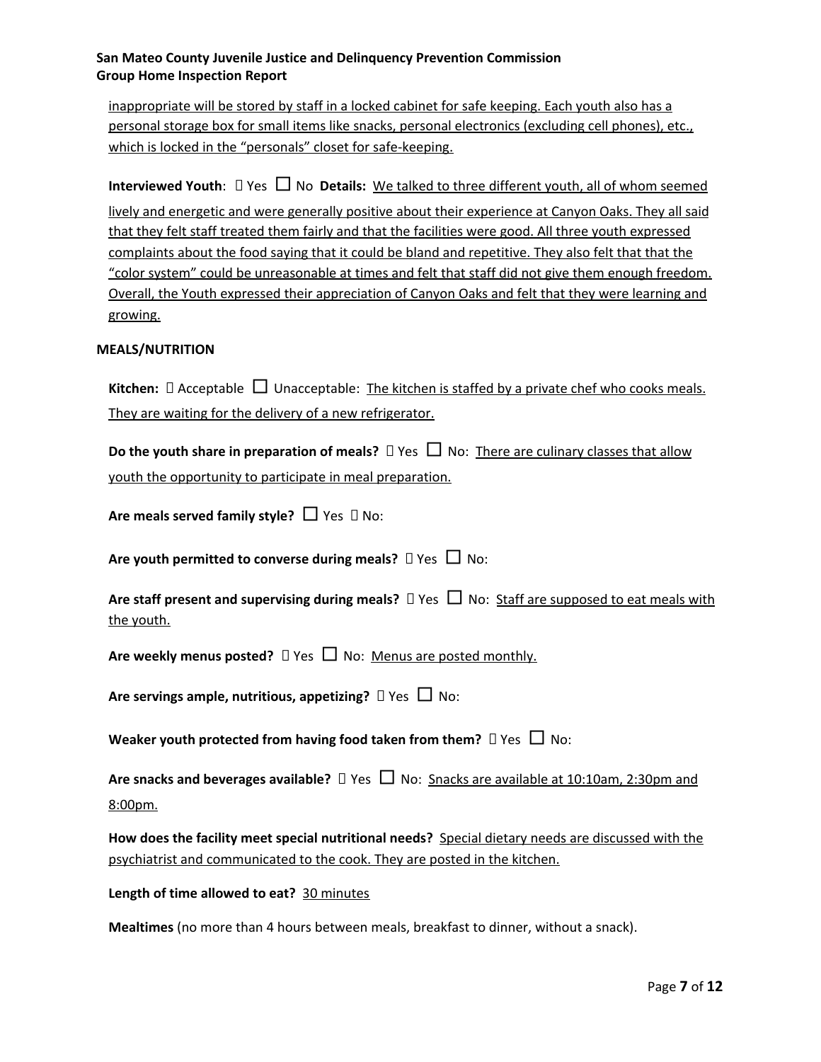inappropriate will be stored by staff in a locked cabinet for safe keeping. Each youth also has a personal storage box for small items like snacks, personal electronics (excluding cell phones), etc., which is locked in the "personals" closet for safe-keeping.

**Interviewed Youth**: ☒ Yes ☐ No **Details:** We talked to three different youth, all of whom seemed lively and energetic and were generally positive about their experience at Canyon Oaks. They all said that they felt staff treated them fairly and that the facilities were good. All three youth expressed complaints about the food saying that it could be bland and repetitive. They also felt that that the "color system" could be unreasonable at times and felt that staff did not give them enough freedom. Overall, the Youth expressed their appreciation of Canyon Oaks and felt that they were learning and growing.

**MEALS/NUTRITION**

**Kitchen:** ☒ Acceptable ☐ Unacceptable: The kitchen is staffed by a private chef who cooks meals. They are waiting for the delivery of a new refrigerator.

**Do the youth share in preparation of meals?** ☒ Yes ☐ No: There are culinary classes that allow youth the opportunity to participate in meal preparation.

**Are meals served family style?** ☐ Yes ☒ No:

**Are youth permitted to converse during meals?** ☒ Yes ☐ No:

**Are staff present and supervising during meals?** ☒ Yes ☐ No: Staff are supposed to eat meals with the youth.

**Are weekly menus posted?** ☒ Yes ☐ No: Menus are posted monthly.

**Are servings ample, nutritious, appetizing?** ☒ Yes ☐ No:

**Weaker youth protected from having food taken from them?** ☒ Yes ☐ No:

**Are snacks and beverages available?** ☒ Yes ☐ No: Snacks are available at 10:10am, 2:30pm and 8:00pm.

**How does the facility meet special nutritional needs?** Special dietary needs are discussed with the psychiatrist and communicated to the cook. They are posted in the kitchen.

**Length of time allowed to eat?** 30 minutes

**Mealtimes** (no more than 4 hours between meals, breakfast to dinner, without a snack).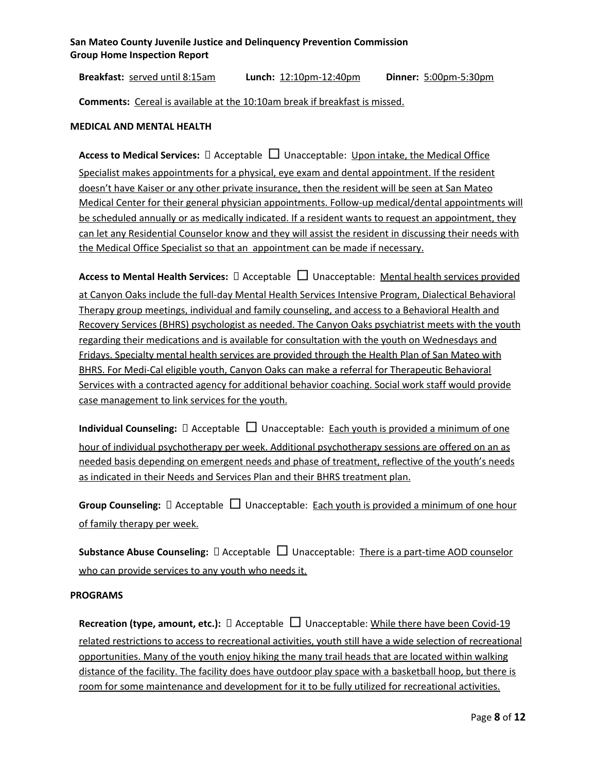**Breakfast:** served until 8:15am **Lunch:** 12:10pm-12:40pm **Dinner:** 5:00pm-5:30pm

**Comments:** Cereal is available at the 10:10am break if breakfast is missed.

**MEDICAL AND MENTAL HEALTH**

**Access to Medical Services:** ☐ Acceptable ☐ Unacceptable: Upon intake, the Medical Office Specialist makes appointments for a physical, eye exam and dental appointment. If the resident doesn't have Kaiser or any other private insurance, then the resident will be seen at San Mateo Medical Center for their general physician appointments. Follow-up medical/dental appointments will be scheduled annually or as medically indicated. If a resident wants to request an appointment, they can let any Residential Counselor know and they will assist the resident in discussing their needs with the Medical Office Specialist so that an appointment can be made if necessary.

**Access to Mental Health Services:** ☐ Acceptable ☐ Unacceptable: Mental health services provided at Canyon Oaks include the full-day Mental Health Services Intensive Program, Dialectical Behavioral Therapy group meetings, individual and family counseling, and access to a Behavioral Health and Recovery Services (BHRS) psychologist as needed. The Canyon Oaks psychiatrist meets with the youth regarding their medications and is available for consultation with the youth on Wednesdays and Fridays. Specialty mental health services are provided through the Health Plan of San Mateo with BHRS. For Medi-Cal eligible youth, Canyon Oaks can make a referral for Therapeutic Behavioral Services with a contracted agency for additional behavior coaching. Social work staff would provide case management to link services for the youth.

**Individual Counseling:** ☐ Acceptable ☐ Unacceptable: Each youth is provided a minimum of one hour of individual psychotherapy per week. Additional psychotherapy sessions are offered on an as needed basis depending on emergent needs and phase of treatment, reflective of the youth's needs as indicated in their Needs and Services Plan and their BHRS treatment plan.

**Group Counseling:** ☐ Acceptable ☐ Unacceptable: Each youth is provided a minimum of one hour of family therapy per week.

**Substance Abuse Counseling:** ☐ Acceptable ☐ Unacceptable: There is a part-time AOD counselor who can provide services to any youth who needs it.

**PROGRAMS**

**Recreation (type, amount, etc.):** ☐ Acceptable ☐ Unacceptable: While there have been Covid-19 related restrictions to access to recreational activities, youth still have a wide selection of recreational opportunities. Many of the youth enjoy hiking the many trail heads that are located within walking distance of the facility. The facility does have outdoor play space with a basketball hoop, but there is room for some maintenance and development for it to be fully utilized for recreational activities.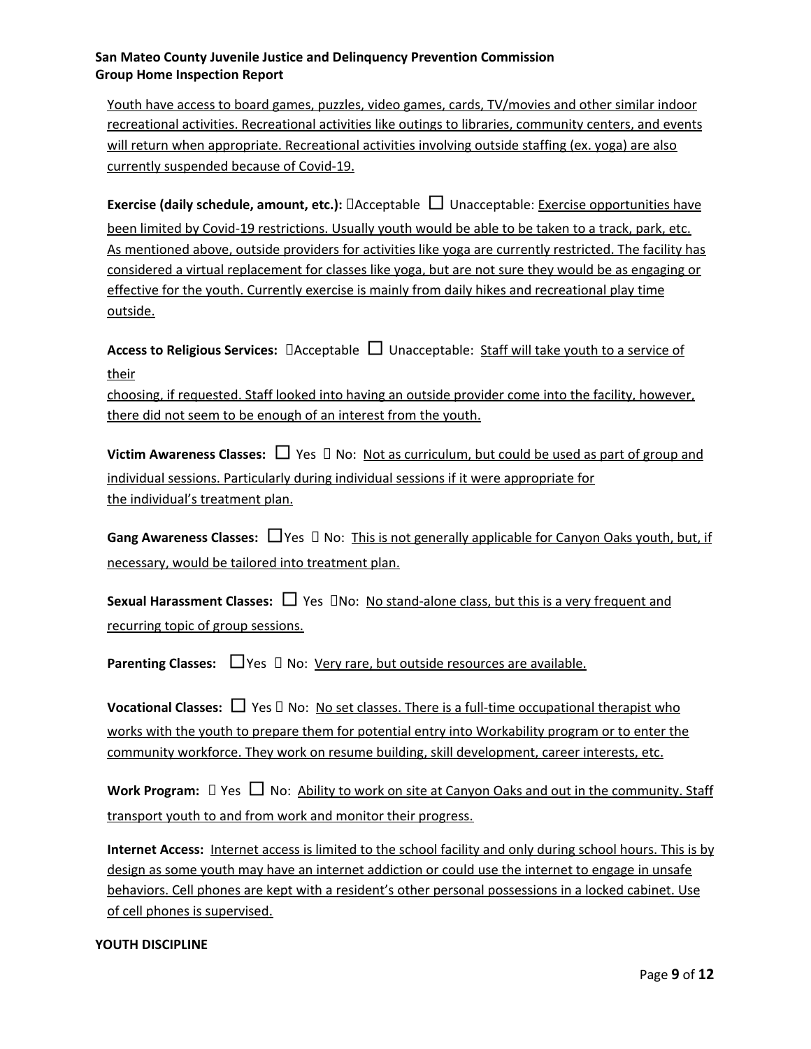Youth have access to board games, puzzles, video games, cards, TV/movies and other similar indoor recreational activities. Recreational activities like outings to libraries, community centers, and events will return when appropriate. Recreational activities involving outside staffing (ex. yoga) are also currently suspended because of Covid-19.

**Exercise (daily schedule, amount, etc.):** ☐Acceptable ☐ Unacceptable: Exercise opportunities have been limited by Covid-19 restrictions. Usually youth would be able to be taken to a track, park, etc. As mentioned above, outside providers for activities like yoga are currently restricted. The facility has considered a virtual replacement for classes like yoga, but are not sure they would be as engaging or effective for the youth. Currently exercise is mainly from daily hikes and recreational play time outside.

**Access to Religious Services:** ☐Acceptable ☐ Unacceptable: Staff will take youth to a service of their choosing, if requested. Staff looked into having an outside provider come into the facility, however, there did not seem to be enough of an interest from the youth.

**Victim Awareness Classes:** ☐ Yes ☐ No: Not as curriculum, but could be used as part of group and individual sessions. Particularly during individual sessions if it were appropriate for the individual's treatment plan.

**Gang Awareness Classes:** ☐Yes ☐ No: This is not generally applicable for Canyon Oaks youth, but, if necessary, would be tailored into treatment plan.

**Sexual Harassment Classes:** ☐ Yes ☐No: No stand-alone class, but this is a very frequent and recurring topic of group sessions.

**Parenting Classes:** ☐Yes ☐ No: Very rare, but outside resources are available.

**Vocational Classes:** ☐ Yes ☐ No: No set classes. There is a full-time occupational therapist who works with the youth to prepare them for potential entry into Workability program or to enter the community workforce. They work on resume building, skill development, career interests, etc.

**Work Program:** ☐ Yes ☐ No: Ability to work on site at Canyon Oaks and out in the community. Staff transport youth to and from work and monitor their progress.

**Internet Access:** Internet access is limited to the school facility and only during school hours. This is by design as some youth may have an internet addiction or could use the internet to engage in unsafe behaviors. Cell phones are kept with a resident's other personal possessions in a locked cabinet. Use of cell phones is supervised.

**YOUTH DISCIPLINE**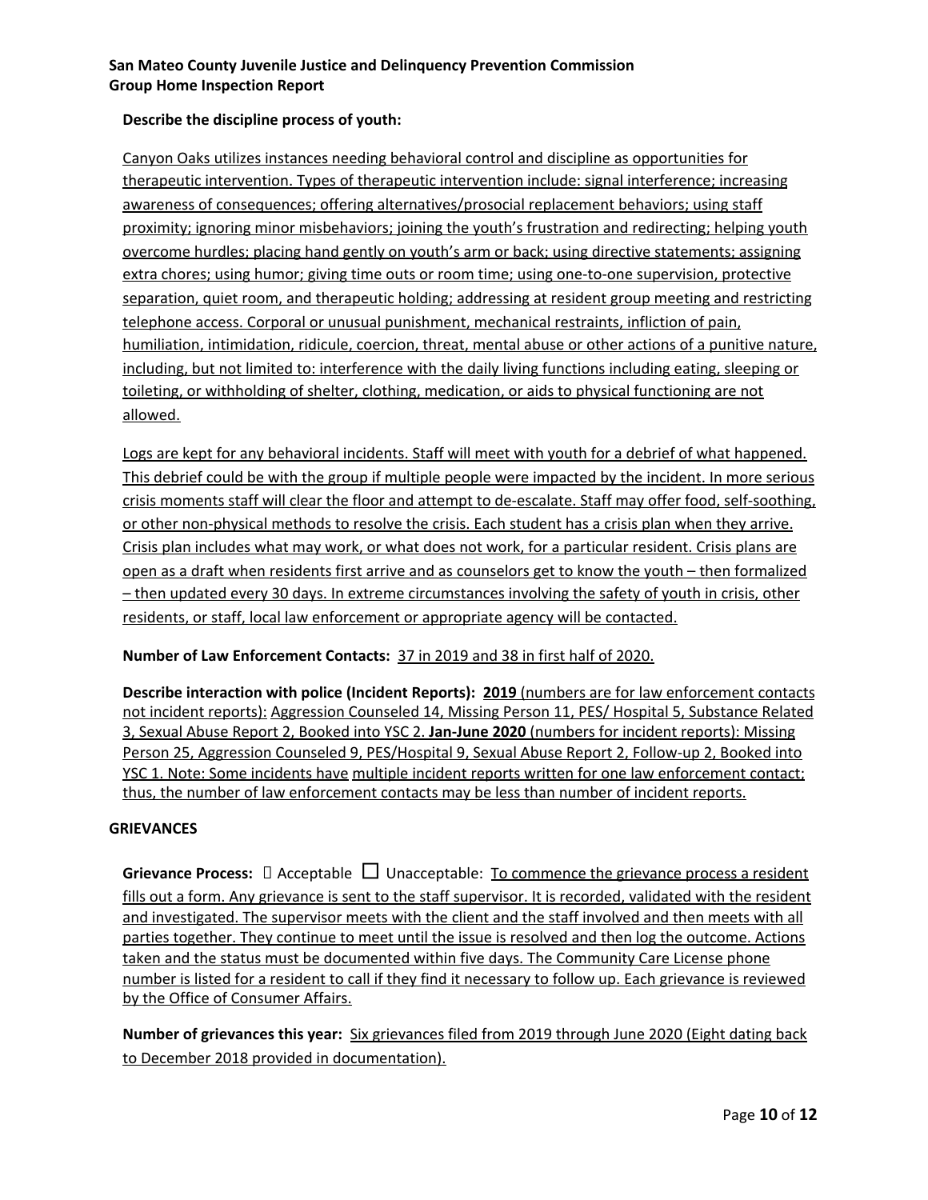**Describe the discipline process of youth:**

Canyon Oaks utilizes instances needing behavioral control and discipline as opportunities for therapeutic intervention. Types of therapeutic intervention include: signal interference; increasing awareness of consequences; offering alternatives/prosocial replacement behaviors; using staff proximity; ignoring minor misbehaviors; joining the youth's frustration and redirecting; helping youth overcome hurdles; placing hand gently on youth's arm or back; using directive statements; assigning extra chores; using humor; giving time outs or room time; using one-to-one supervision, protective separation, quiet room, and therapeutic holding; addressing at resident group meeting and restricting telephone access. Corporal or unusual punishment, mechanical restraints, infliction of pain, humiliation, intimidation, ridicule, coercion, threat, mental abuse or other actions of a punitive nature, including, but not limited to: interference with the daily living functions including eating, sleeping or toileting, or withholding of shelter, clothing, medication, or aids to physical functioning are not allowed.

Logs are kept for any behavioral incidents. Staff will meet with youth for a debrief of what happened. This debrief could be with the group if multiple people were impacted by the incident. In more serious crisis moments staff will clear the floor and attempt to de-escalate. Staff may offer food, self-soothing, or other non-physical methods to resolve the crisis. Each student has a crisis plan when they arrive. Crisis plan includes what may work, or what does not work, for a particular resident. Crisis plans are open as a draft when residents first arrive and as counselors get to know the youth – then formalized – then updated every 30 days. In extreme circumstances involving the safety of youth in crisis, other residents, or staff, local law enforcement or appropriate agency will be contacted.

**Number of Law Enforcement Contacts:** 37 in 2019 and 38 in first half of 2020.

**Describe interaction with police (Incident Reports): 2019** (numbers are for law enforcement contacts not incident reports): Aggression Counseled 14, Missing Person 11, PES/ Hospital 5, Substance Related 3, Sexual Abuse Report 2, Booked into YSC 2. **Jan-June 2020** (numbers for incident reports): Missing Person 25, Aggression Counseled 9, PES/Hospital 9, Sexual Abuse Report 2, Follow-up 2, Booked into YSC 1. Note: Some incidents have multiple incident reports written for one law enforcement contact; thus, the number of law enforcement contacts may be less than number of incident reports.

**GRIEVANCES**

**Grievance Process:** ☐ Acceptable ☐ Unacceptable: To commence the grievance process a resident fills out a form. Any grievance is sent to the staff supervisor. It is recorded, validated with the resident and investigated. The supervisor meets with the client and the staff involved and then meets with all parties together. They continue to meet until the issue is resolved and then log the outcome. Actions taken and the status must be documented within five days. The Community Care License phone number is listed for a resident to call if they find it necessary to follow up. Each grievance is reviewed by the Office of Consumer Affairs.

**Number of grievances this year:** Six grievances filed from 2019 through June 2020 (Eight dating back to December 2018 provided in documentation).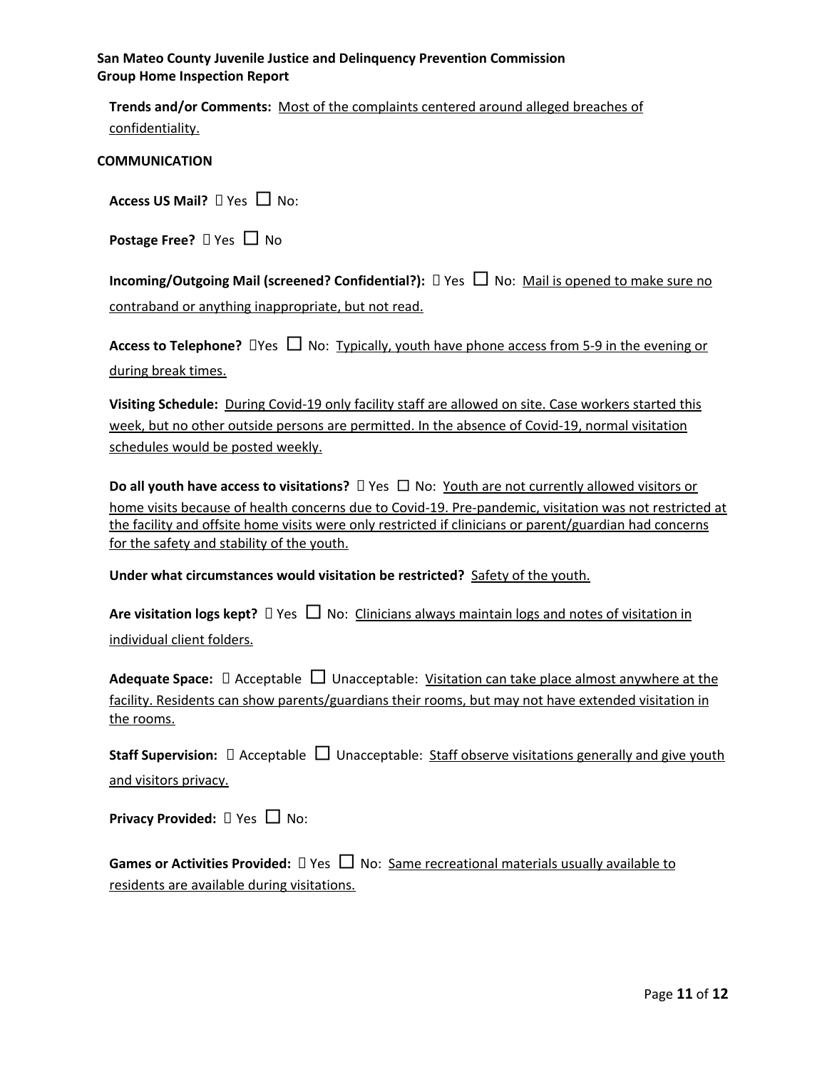**Trends and/or Comments:** Most of the complaints centered around alleged breaches of confidentiality.

**COMMUNICATION**

**Access US Mail?** ☐ Yes ☐ No:

**Postage Free?** ☐ Yes ☐ No

**Incoming/Outgoing Mail (screened? Confidential?):** ☐ Yes ☐ No: Mail is opened to make sure no contraband or anything inappropriate, but not read.

**Access to Telephone?** ☐Yes ☐ No: Typically, youth have phone access from 5-9 in the evening or during break times.

**Visiting Schedule:** During Covid-19 only facility staff are allowed on site. Case workers started this week, but no other outside persons are permitted. In the absence of Covid-19, normal visitation schedules would be posted weekly.

**Do all youth have access to visitations?** ☐ Yes ☐ No: Youth are not currently allowed visitors or home visits because of health concerns due to Covid-19. Pre-pandemic, visitation was not restricted at the facility and offsite home visits were only restricted if clinicians or parent/guardian had concerns for the safety and stability of the youth.

**Under what circumstances would visitation be restricted?** Safety of the youth.

**Are visitation logs kept?** ☐ Yes ☐ No: Clinicians always maintain logs and notes of visitation in individual client folders.

**Adequate Space:** ☐ Acceptable ☐ Unacceptable: Visitation can take place almost anywhere at the facility. Residents can show parents/guardians their rooms, but may not have extended visitation in the rooms.

**Staff Supervision:** ☐ Acceptable ☐ Unacceptable: Staff observe visitations generally and give youth and visitors privacy.

**Privacy Provided:** ☐ Yes ☐ No:

**Games or Activities Provided:** ☐ Yes ☐ No: Same recreational materials usually available to residents are available during visitations.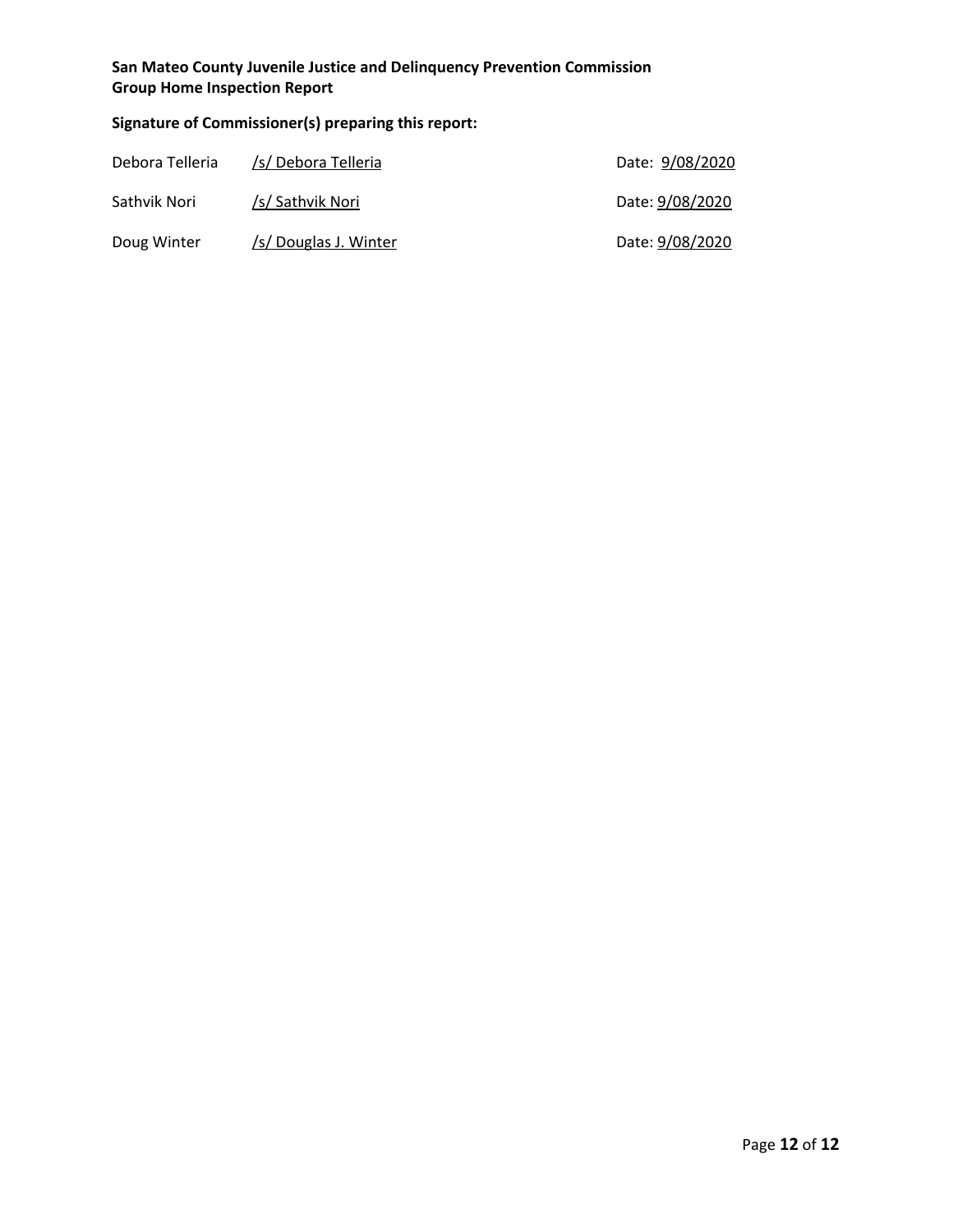**San Mateo County Juvenile Justice and Delinquency Prevention Commission**
**Group Home Inspection Report**

**Signature of Commissioner(s) preparing this report:**

| | | |
|---|---|---|
| Debora Telleria | /s/ Debora Telleria | Date: 9/08/2020 |
| Sathvik Nori | /s/ Sathvik Nori | Date: 9/08/2020 |
| Doug Winter | /s/ Douglas J. Winter | Date: 9/08/2020 |